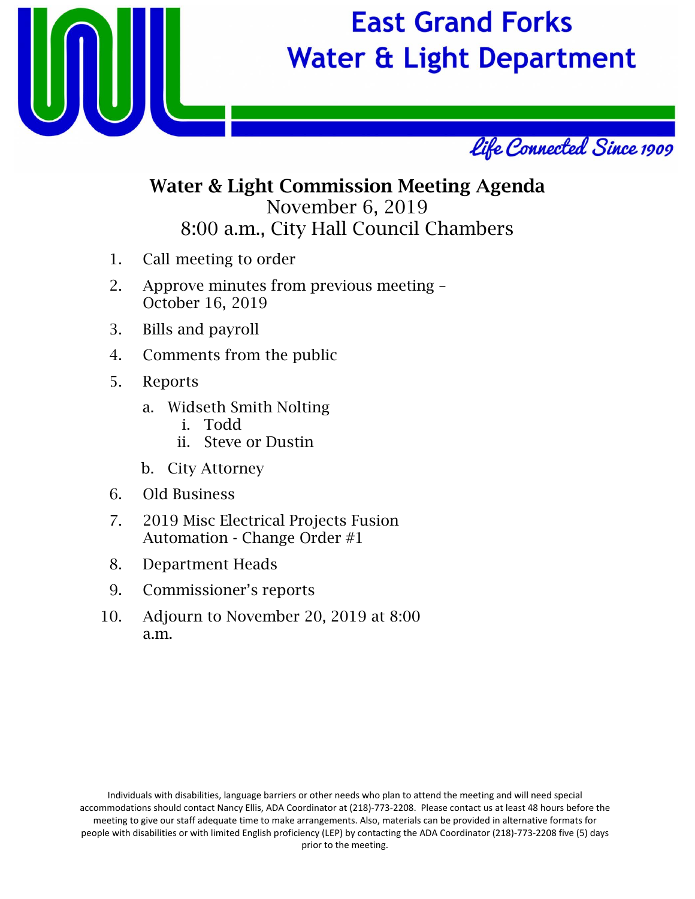# East Grand Forks Water & Light Department

*Life Connected Since 1909*

## Water & Light Commission Meeting Agenda

November 6, 2019
8:00 a.m., City Hall Council Chambers

1. Call meeting to order
2. Approve minutes from previous meeting – October 16, 2019
3. Bills and payroll
4. Comments from the public
5. Reports
   a. Widseth Smith Nolting
      i. Todd
      ii. Steve or Dustin
   b. City Attorney
6. Old Business
7. 2019 Misc Electrical Projects Fusion Automation - Change Order #1
8. Department Heads
9. Commissioner's reports
10. Adjourn to November 20, 2019 at 8:00 a.m.

Individuals with disabilities, language barriers or other needs who plan to attend the meeting and will need special accommodations should contact Nancy Ellis, ADA Coordinator at (218)-773-2208. Please contact us at least 48 hours before the meeting to give our staff adequate time to make arrangements. Also, materials can be provided in alternative formats for people with disabilities or with limited English proficiency (LEP) by contacting the ADA Coordinator (218)-773-2208 five (5) days prior to the meeting.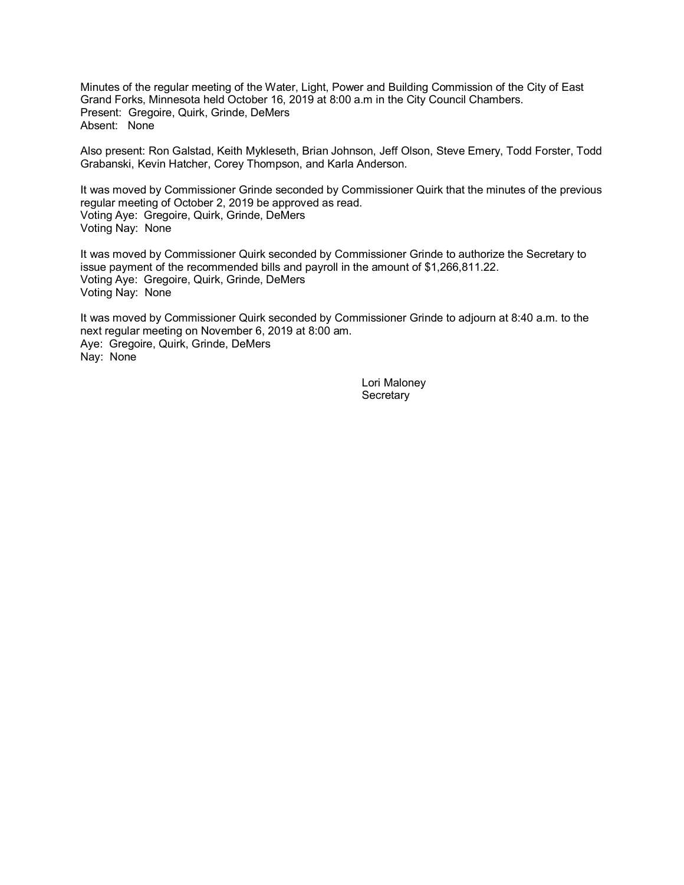Minutes of the regular meeting of the Water, Light, Power and Building Commission of the City of East Grand Forks, Minnesota held October 16, 2019 at 8:00 a.m in the City Council Chambers.
Present: Gregoire, Quirk, Grinde, DeMers
Absent: None

Also present: Ron Galstad, Keith Mykleseth, Brian Johnson, Jeff Olson, Steve Emery, Todd Forster, Todd Grabanski, Kevin Hatcher, Corey Thompson, and Karla Anderson.

It was moved by Commissioner Grinde seconded by Commissioner Quirk that the minutes of the previous regular meeting of October 2, 2019 be approved as read.
Voting Aye: Gregoire, Quirk, Grinde, DeMers
Voting Nay: None

It was moved by Commissioner Quirk seconded by Commissioner Grinde to authorize the Secretary to issue payment of the recommended bills and payroll in the amount of $1,266,811.22.
Voting Aye: Gregoire, Quirk, Grinde, DeMers
Voting Nay: None

It was moved by Commissioner Quirk seconded by Commissioner Grinde to adjourn at 8:40 a.m. to the next regular meeting on November 6, 2019 at 8:00 am.
Aye: Gregoire, Quirk, Grinde, DeMers
Nay: None

Lori Maloney
Secretary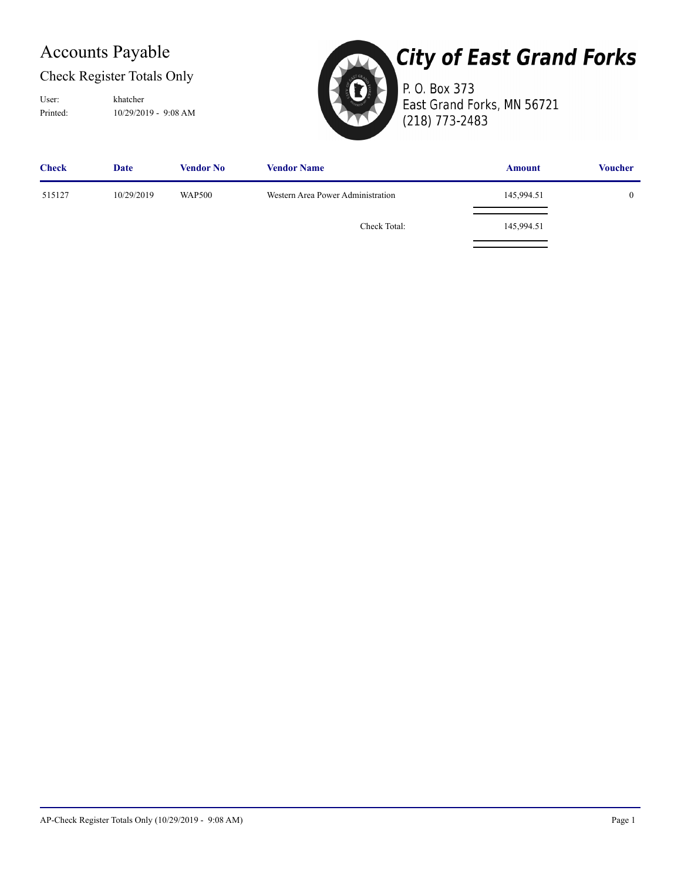# Accounts Payable

## Check Register Totals Only

User: khatcher
Printed: 10/29/2019 - 9:08 AM

**City of East Grand Forks**
P. O. Box 373
East Grand Forks, MN 56721
(218) 773-2483

| Check | Date | Vendor No | Vendor Name | Amount | Voucher |
|---|---|---|---|---|---|
| 515127 | 10/29/2019 | WAP500 | Western Area Power Administration | 145,994.51 | 0 |
| | | | Check Total: | 145,994.51 | |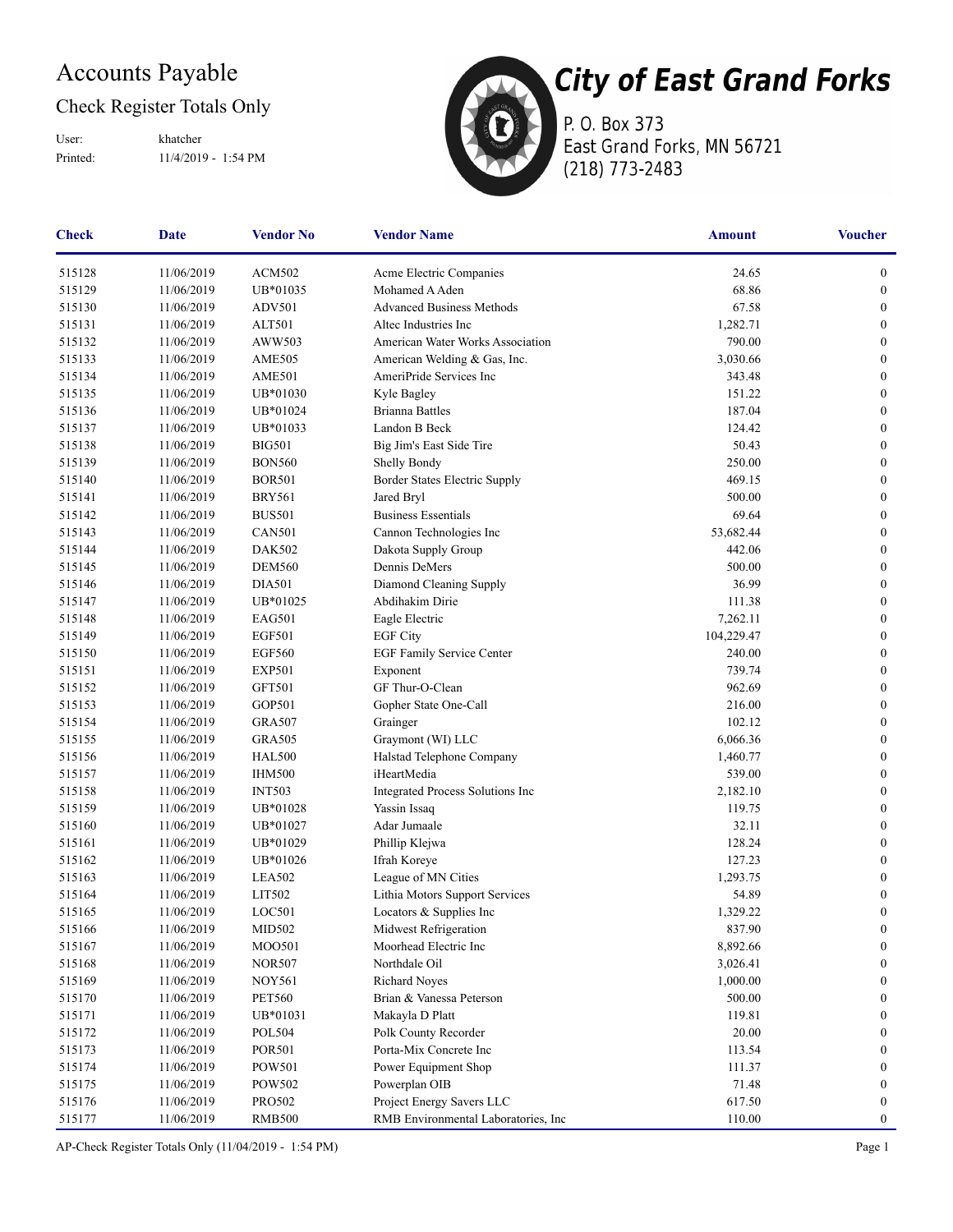# Accounts Payable

## Check Register Totals Only

User: khatcher
Printed: 11/4/2019 - 1:54 PM

**City of East Grand Forks**
P. O. Box 373
East Grand Forks, MN 56721
(218) 773-2483

| Check | Date | Vendor No | Vendor Name | Amount | Voucher |
|---|---|---|---|---|---|
| 515128 | 11/06/2019 | ACM502 | Acme Electric Companies | 24.65 | 0 |
| 515129 | 11/06/2019 | UB*01035 | Mohamed A Aden | 68.86 | 0 |
| 515130 | 11/06/2019 | ADV501 | Advanced Business Methods | 67.58 | 0 |
| 515131 | 11/06/2019 | ALT501 | Altec Industries Inc | 1,282.71 | 0 |
| 515132 | 11/06/2019 | AWW503 | American Water Works Association | 790.00 | 0 |
| 515133 | 11/06/2019 | AME505 | American Welding & Gas, Inc. | 3,030.66 | 0 |
| 515134 | 11/06/2019 | AME501 | AmeriPride Services Inc | 343.48 | 0 |
| 515135 | 11/06/2019 | UB*01030 | Kyle Bagley | 151.22 | 0 |
| 515136 | 11/06/2019 | UB*01024 | Brianna Battles | 187.04 | 0 |
| 515137 | 11/06/2019 | UB*01033 | Landon B Beck | 124.42 | 0 |
| 515138 | 11/06/2019 | BIG501 | Big Jim's East Side Tire | 50.43 | 0 |
| 515139 | 11/06/2019 | BON560 | Shelly Bondy | 250.00 | 0 |
| 515140 | 11/06/2019 | BOR501 | Border States Electric Supply | 469.15 | 0 |
| 515141 | 11/06/2019 | BRY561 | Jared Bryl | 500.00 | 0 |
| 515142 | 11/06/2019 | BUS501 | Business Essentials | 69.64 | 0 |
| 515143 | 11/06/2019 | CAN501 | Cannon Technologies Inc | 53,682.44 | 0 |
| 515144 | 11/06/2019 | DAK502 | Dakota Supply Group | 442.06 | 0 |
| 515145 | 11/06/2019 | DEM560 | Dennis DeMers | 500.00 | 0 |
| 515146 | 11/06/2019 | DIA501 | Diamond Cleaning Supply | 36.99 | 0 |
| 515147 | 11/06/2019 | UB*01025 | Abdihakim Dirie | 111.38 | 0 |
| 515148 | 11/06/2019 | EAG501 | Eagle Electric | 7,262.11 | 0 |
| 515149 | 11/06/2019 | EGF501 | EGF City | 104,229.47 | 0 |
| 515150 | 11/06/2019 | EGF560 | EGF Family Service Center | 240.00 | 0 |
| 515151 | 11/06/2019 | EXP501 | Exponent | 739.74 | 0 |
| 515152 | 11/06/2019 | GFT501 | GF Thur-O-Clean | 962.69 | 0 |
| 515153 | 11/06/2019 | GOP501 | Gopher State One-Call | 216.00 | 0 |
| 515154 | 11/06/2019 | GRA507 | Grainger | 102.12 | 0 |
| 515155 | 11/06/2019 | GRA505 | Graymont (WI) LLC | 6,066.36 | 0 |
| 515156 | 11/06/2019 | HAL500 | Halstad Telephone Company | 1,460.77 | 0 |
| 515157 | 11/06/2019 | IHM500 | iHeartMedia | 539.00 | 0 |
| 515158 | 11/06/2019 | INT503 | Integrated Process Solutions Inc | 2,182.10 | 0 |
| 515159 | 11/06/2019 | UB*01028 | Yassin Issaq | 119.75 | 0 |
| 515160 | 11/06/2019 | UB*01027 | Adar Jumaale | 32.11 | 0 |
| 515161 | 11/06/2019 | UB*01029 | Phillip Klejwa | 128.24 | 0 |
| 515162 | 11/06/2019 | UB*01026 | Ifrah Koreye | 127.23 | 0 |
| 515163 | 11/06/2019 | LEA502 | League of MN Cities | 1,293.75 | 0 |
| 515164 | 11/06/2019 | LIT502 | Lithia Motors Support Services | 54.89 | 0 |
| 515165 | 11/06/2019 | LOC501 | Locators & Supplies Inc | 1,329.22 | 0 |
| 515166 | 11/06/2019 | MID502 | Midwest Refrigeration | 837.90 | 0 |
| 515167 | 11/06/2019 | MOO501 | Moorhead Electric Inc | 8,892.66 | 0 |
| 515168 | 11/06/2019 | NOR507 | Northdale Oil | 3,026.41 | 0 |
| 515169 | 11/06/2019 | NOY561 | Richard Noyes | 1,000.00 | 0 |
| 515170 | 11/06/2019 | PET560 | Brian & Vanessa Peterson | 500.00 | 0 |
| 515171 | 11/06/2019 | UB*01031 | Makayla D Platt | 119.81 | 0 |
| 515172 | 11/06/2019 | POL504 | Polk County Recorder | 20.00 | 0 |
| 515173 | 11/06/2019 | POR501 | Porta-Mix Concrete Inc | 113.54 | 0 |
| 515174 | 11/06/2019 | POW501 | Power Equipment Shop | 111.37 | 0 |
| 515175 | 11/06/2019 | POW502 | Powerplan OIB | 71.48 | 0 |
| 515176 | 11/06/2019 | PRO502 | Project Energy Savers LLC | 617.50 | 0 |
| 515177 | 11/06/2019 | RMB500 | RMB Environmental Laboratories, Inc | 110.00 | 0 |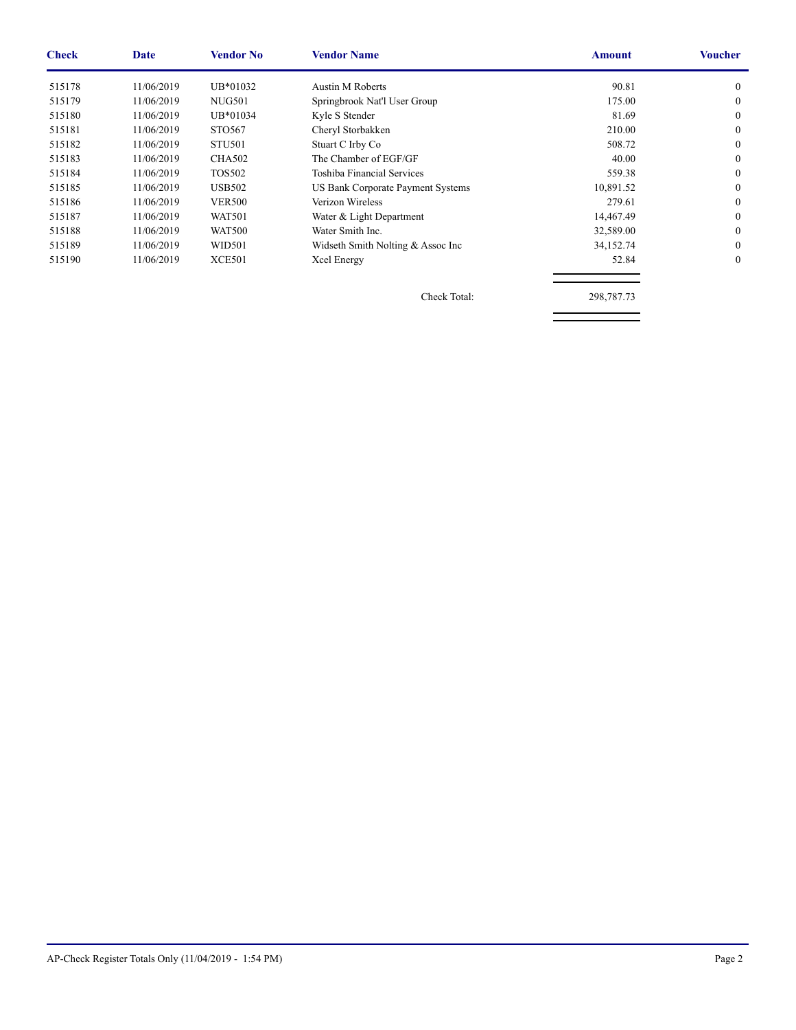| Check | Date | Vendor No | Vendor Name | Amount | Voucher |
|---|---|---|---|---|---|
| 515178 | 11/06/2019 | UB*01032 | Austin M Roberts | 90.81 | 0 |
| 515179 | 11/06/2019 | NUG501 | Springbrook Nat'l User Group | 175.00 | 0 |
| 515180 | 11/06/2019 | UB*01034 | Kyle S Stender | 81.69 | 0 |
| 515181 | 11/06/2019 | STO567 | Cheryl Storbakken | 210.00 | 0 |
| 515182 | 11/06/2019 | STU501 | Stuart C Irby Co | 508.72 | 0 |
| 515183 | 11/06/2019 | CHA502 | The Chamber of EGF/GF | 40.00 | 0 |
| 515184 | 11/06/2019 | TOS502 | Toshiba Financial Services | 559.38 | 0 |
| 515185 | 11/06/2019 | USB502 | US Bank Corporate Payment Systems | 10,891.52 | 0 |
| 515186 | 11/06/2019 | VER500 | Verizon Wireless | 279.61 | 0 |
| 515187 | 11/06/2019 | WAT501 | Water & Light Department | 14,467.49 | 0 |
| 515188 | 11/06/2019 | WAT500 | Water Smith Inc. | 32,589.00 | 0 |
| 515189 | 11/06/2019 | WID501 | Widseth Smith Nolting & Assoc Inc | 34,152.74 | 0 |
| 515190 | 11/06/2019 | XCE501 | Xcel Energy | 52.84 | 0 |
| | | | Check Total: | 298,787.73 | |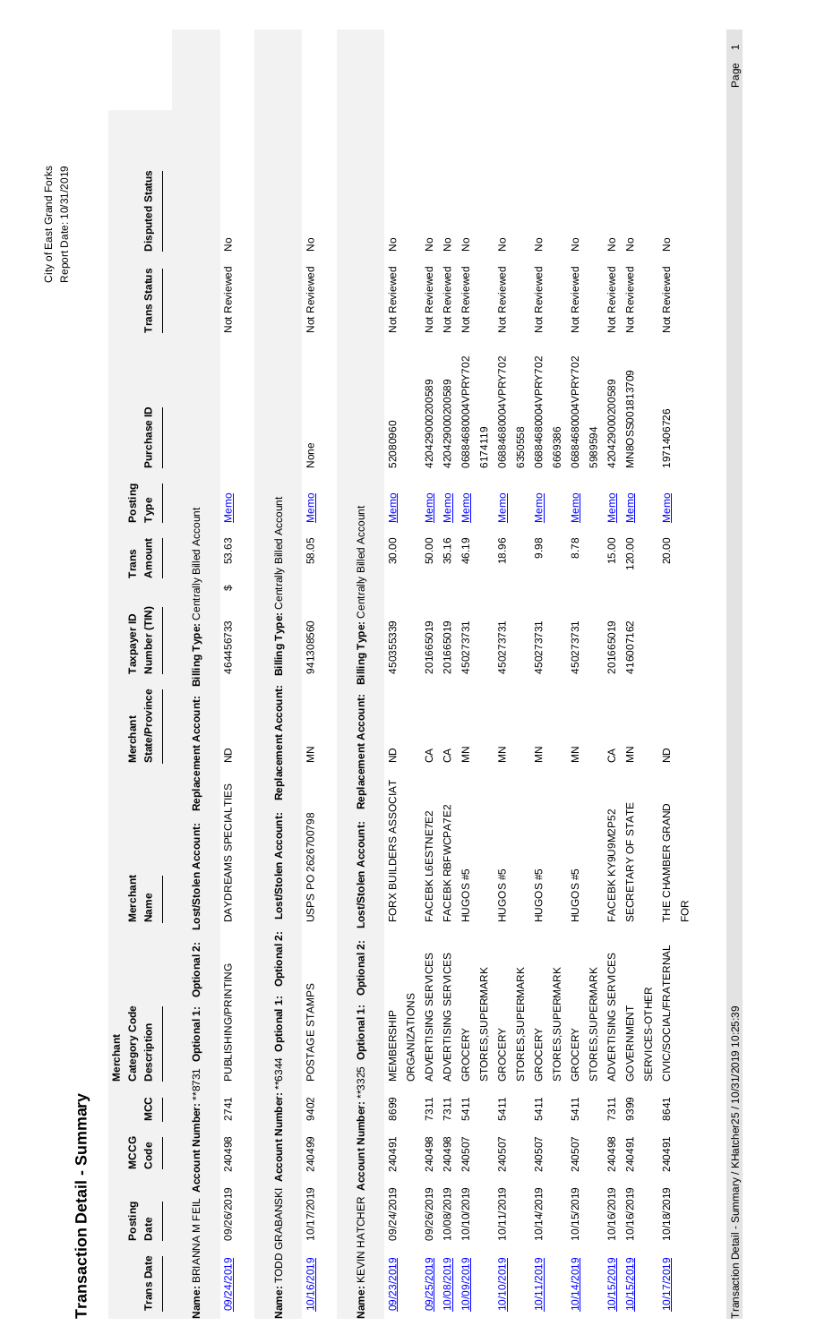# Transaction Detail - Summary

City of East Grand Forks
Report Date: 10/31/2019

| Trans Date | Posting Date | MCCG Code | MCC | Merchant Category Code Description | Merchant Name | Merchant State/Province | Taxpayer ID Number (TIN) | Trans Amount | Posting Type | Purchase ID | Trans Status | Disputed Status |
|---|---|---|---|---|---|---|---|---|---|---|---|---|
| **Name:** BRIANNA M FEIL **Account Number:** **8731 **Optional 1:** **Optional 2:** **Lost/Stolen Account:** **Replacement Account:** **Billing Type:** Centrally Billed Account | | | | | | | | | | | | |
| 09/24/2019 | 09/26/2019 | 240498 | 2741 | PUBLISHING/PRINTING | DAYDREAMS SPECIALTIES | ND | 464456733 | $ 53.63 | Memo | | Not Reviewed | No |
| **Name:** TODD GRABANSKI **Account Number:** **6344 **Optional 1:** **Optional 2:** **Lost/Stolen Account:** **Replacement Account:** **Billing Type:** Centrally Billed Account | | | | | | | | | | | | |
| 10/16/2019 | 10/17/2019 | 240499 | 9402 | POSTAGE STAMPS | USPS PO 2626700798 | MN | 941308560 | 58.05 | Memo | None | Not Reviewed | No |
| **Name:** KEVIN HATCHER **Account Number:** **3325 **Optional 1:** **Optional 2:** **Lost/Stolen Account:** **Replacement Account:** **Billing Type:** Centrally Billed Account | | | | | | | | | | | | |
| 09/23/2019 | 09/24/2019 | 240491 | 8699 | MEMBERSHIP ORGANIZATIONS | FORX BUILDERS ASSOCIAT | ND | 450355339 | 30.00 | Memo | 52080960 | Not Reviewed | No |
| 09/25/2019 | 09/26/2019 | 240498 | 7311 | ADVERTISING SERVICES | FACEBK L6ESTNE7E2 | CA | 201665019 | 50.00 | Memo | 420429000200589 | Not Reviewed | No |
| 10/08/2019 | 10/08/2019 | 240498 | 7311 | ADVERTISING SERVICES | FACEBK RBFWCPA7E2 | CA | 201665019 | 35.16 | Memo | 420429000200589 | Not Reviewed | No |
| 10/09/2019 | 10/10/2019 | 240507 | 5411 | GROCERY STORES,SUPERMARK | HUGOS #5 | MN | 45027373​1 | 46.19 | Memo | 0688468004VPRY7026174119 | Not Reviewed | No |
| 10/10/2019 | 10/11/2019 | 240507 | 5411 | GROCERY STORES,SUPERMARK | HUGOS #5 | MN | 450273731 | 18.96 | Memo | 0688468004VPRY7026350558 | Not Reviewed | No |
| 10/11/2019 | 10/14/2019 | 240507 | 5411 | GROCERY STORES,SUPERMARK | HUGOS #5 | MN | 450273731 | 9.98 | Memo | 0688468004VPRY7026669386 | Not Reviewed | No |
| 10/14/2019 | 10/15/2019 | 240507 | 5411 | GROCERY STORES,SUPERMARK | HUGOS #5 | MN | 450273731 | 8.78 | Memo | 0688468004VPRY7025989594 | Not Reviewed | No |
| 10/15/2019 | 10/16/2019 | 240498 | 7311 | ADVERTISING SERVICES | FACEBK KY9U9M2P52 | CA | 201665019 | 15.00 | Memo | 420429000200589 | Not Reviewed | No |
| 10/15/2019 | 10/16/2019 | 240491 | 9399 | GOVERNMENT SERVICES-OTHER | SECRETARY OF STATE | MN | 416007162 | 120.00 | Memo | MN8OSS001813709 | Not Reviewed | No |
| 10/17/2019 | 10/18/2019 | 240491 | 8641 | CIVIC/SOCIAL/FRATERNAL | THE CHAMBER GRAND FOR | ND | | 20.00 | Memo | 1971406726 | Not Reviewed | No |

Transaction Detail - Summary / KHatcher25 / 10/31/2019 10:25:39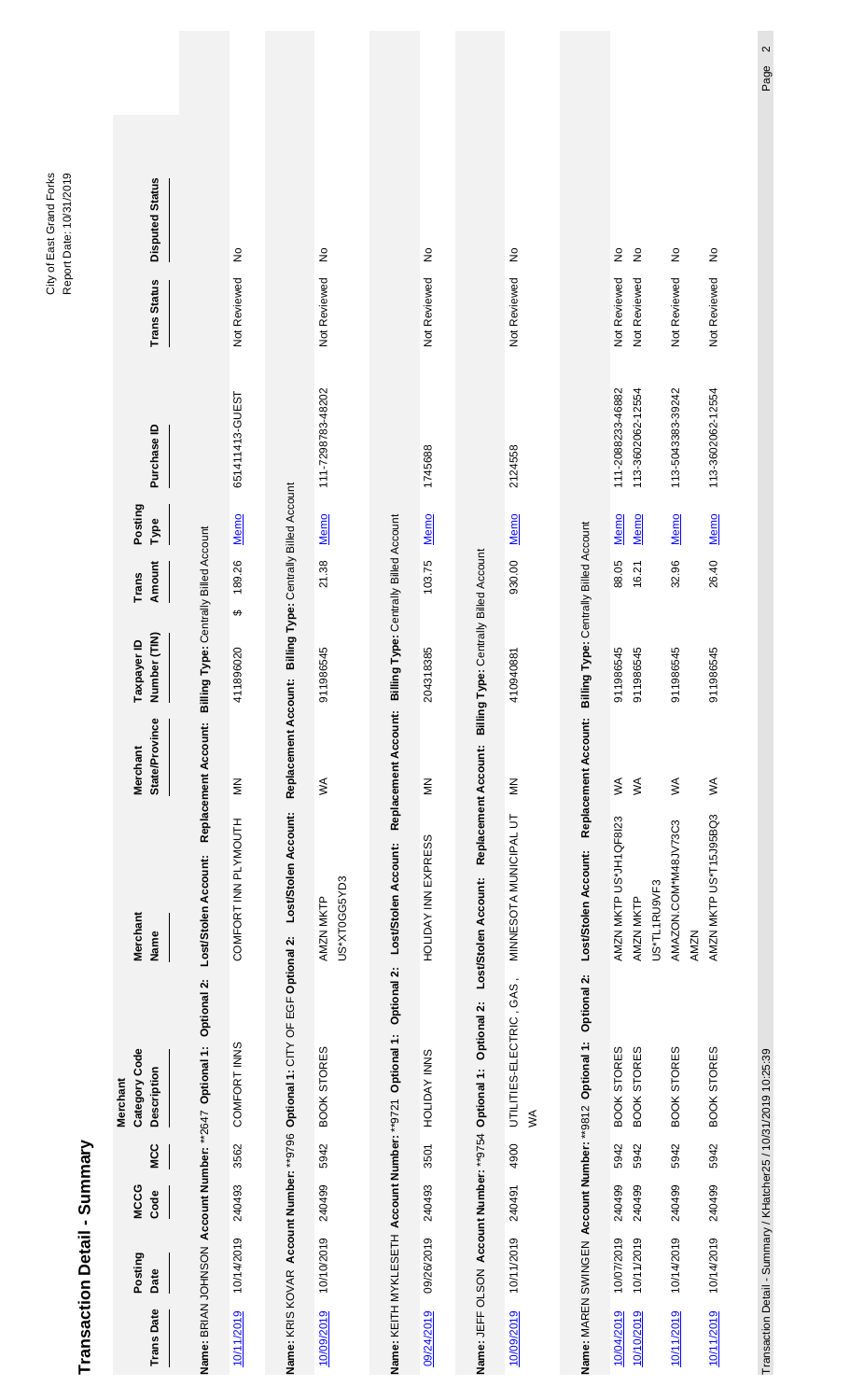# Transaction Detail - Summary

| Trans Date | Posting Date | MCCG Code | MCC | Merchant Category Code Description | Merchant Name | Merchant State/Province | Taxpayer ID Number (TIN) | Trans Amount | Posting Type | Purchase ID | Trans Status | Disputed Status |
|---|---|---|---|---|---|---|---|---|---|---|---|---|
| **Name:** BRIAN JOHNSON **Account Number:** **2647 **Optional 1:** **Optional 2:** **Lost/Stolen Account:** **Replacement Account:** **Billing Type:** Centrally Billed Account | | | | | | | | | | | | |
| 10/11/2019 | 10/14/2019 | 240493 | 3562 | COMFORT INNS | COMFORT INN PLYMOUTH | MN | 411896020 | $ 189.26 | Memo | 651411413-GUEST | Not Reviewed | No |
| **Name:** KRIS KOVAR **Account Number:** **9796 **Optional 1:** CITY OF EGF **Optional 2:** **Lost/Stolen Account:** **Replacement Account:** **Billing Type:** Centrally Billed Account | | | | | | | | | | | | |
| 10/09/2019 | 10/10/2019 | 240499 | 5942 | BOOK STORES | AMZN MKTP US*XT0GG5YD3 | WA | 911986545 | 21.38 | Memo | 111-7298783-48202 | Not Reviewed | No |
| **Name:** KEITH MYKLESETH **Account Number:** **9721 **Optional 1:** **Optional 2:** **Lost/Stolen Account:** **Replacement Account:** **Billing Type:** Centrally Billed Account | | | | | | | | | | | | |
| 09/24/2019 | 09/26/2019 | 240493 | 3501 | HOLIDAY INNS | HOLIDAY INN EXPRESS | MN | 204318385 | 103.75 | Memo | 1745688 | Not Reviewed | No |
| **Name:** JEFF OLSON **Account Number:** **9754 **Optional 1:** **Optional 2:** **Lost/Stolen Account:** **Replacement Account:** **Billing Type:** Centrally Billed Account | | | | | | | | | | | | |
| 10/09/2019 | 10/11/2019 | 240491 | 4900 | UTILITIES-ELECTRIC, GAS, WA | MINNESOTA MUNICIPAL UT | MN | 410940881 | 930.00 | Memo | 2124558 | Not Reviewed | No |
| **Name:** MAREN SWINGEN **Account Number:** **9812 **Optional 1:** **Optional 2:** **Lost/Stolen Account:** **Replacement Account:** **Billing Type:** Centrally Billed Account | | | | | | | | | | | | |
| 10/04/2019 | 10/07/2019 | 240499 | 5942 | BOOK STORES | AMZN MKTP US*JH1QF8I23 | WA | 911986545 | 88.05 | Memo | 111-2088233-46882 | Not Reviewed | No |
| 10/10/2019 | 10/11/2019 | 240499 | 5942 | BOOK STORES | AMZN MKTP US*TL1RU9VF3 | WA | 911986545 | 16.21 | Memo | 113-3602062-12554 | Not Reviewed | No |
| 10/11/2019 | 10/14/2019 | 240499 | 5942 | BOOK STORES | AMAZON.COM*M48JV73C3 AMZN | WA | 911986545 | 32.96 | Memo | 113-5043383-39242 | Not Reviewed | No |
| 10/11/2019 | 10/14/2019 | 240499 | 5942 | BOOK STORES | AMZN MKTP US*T15J95BQ3 | WA | 911986545 | 26.40 | Memo | 113-3602062-12554 | Not Reviewed | No |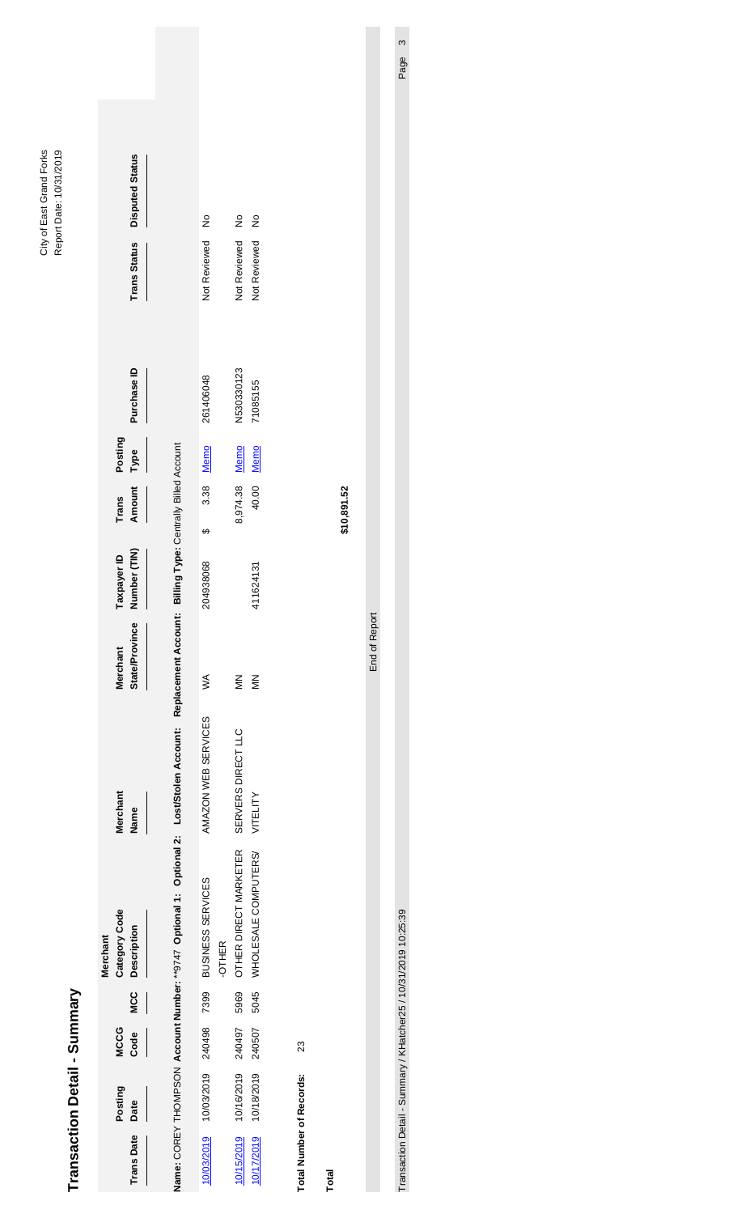# Transaction Detail - Summary

City of East Grand Forks
Report Date: 10/31/2019

| Trans Date | Posting Date | MCCG Code | MCC | Merchant Category Code Description | Merchant Name | Merchant State/Province | Taxpayer ID Number (TIN) | Trans Amount | Posting Type | Purchase ID | Trans Status | Disputed Status |
|---|---|---|---|---|---|---|---|---|---|---|---|---|
| **Name:** COREY THOMPSON **Account Number:** **9747 **Optional 1:** **Optional 2:** **Lost/Stolen Account:** **Replacement Account:** **Billing Type:** Centrally Billed Account | | | | | | | | | | | | |
| 10/03/2019 | 10/03/2019 | 240498 | 7399 | BUSINESS SERVICES -OTHER | AMAZON WEB SERVICES | WA | 204938068 | $ 3.38 | Memo | 261406048 | Not Reviewed | No |
| 10/15/2019 | 10/16/2019 | 240497 | 5969 | OTHER DIRECT MARKETER | SERVERS DIRECT LLC | MN | | 8,974.38 | Memo | N530330123 | Not Reviewed | No |
| 10/17/2019 | 10/18/2019 | 240507 | 5045 | WHOLESALE COMPUTERS/ | VITELITY | MN | 411624131 | 40.00 | Memo | 71085155 | Not Reviewed | No |

**Total Number of Records:** 23

**Total** **$10,891.52**

End of Report

Transaction Detail - Summary / KHatcher25 / 10/31/2019 10:25:39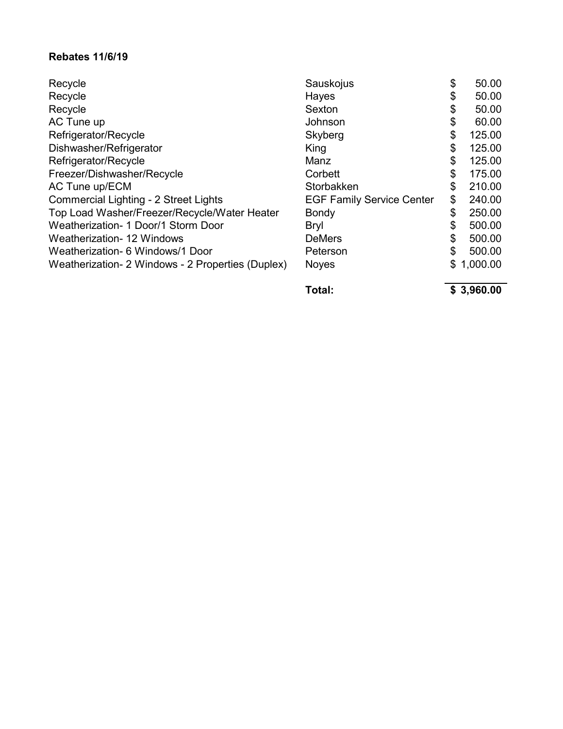**Rebates 11/6/19**

| | | |
|---|---|---|
| Recycle | Sauskojus | $ 50.00 |
| Recycle | Hayes | $ 50.00 |
| Recycle | Sexton | $ 50.00 |
| AC Tune up | Johnson | $ 60.00 |
| Refrigerator/Recycle | Skyberg | $ 125.00 |
| Dishwasher/Refrigerator | King | $ 125.00 |
| Refrigerator/Recycle | Manz | $ 125.00 |
| Freezer/Dishwasher/Recycle | Corbett | $ 175.00 |
| AC Tune up/ECM | Storbakken | $ 210.00 |
| Commercial Lighting - 2 Street Lights | EGF Family Service Center | $ 240.00 |
| Top Load Washer/Freezer/Recycle/Water Heater | Bondy | $ 250.00 |
| Weatherization- 1 Door/1 Storm Door | Bryl | $ 500.00 |
| Weatherization- 12 Windows | DeMers | $ 500.00 |
| Weatherization- 6 Windows/1 Door | Peterson | $ 500.00 |
| Weatherization- 2 Windows - 2 Properties (Duplex) | Noyes | $ 1,000.00 |
| | **Total:** | **$ 3,960.00** |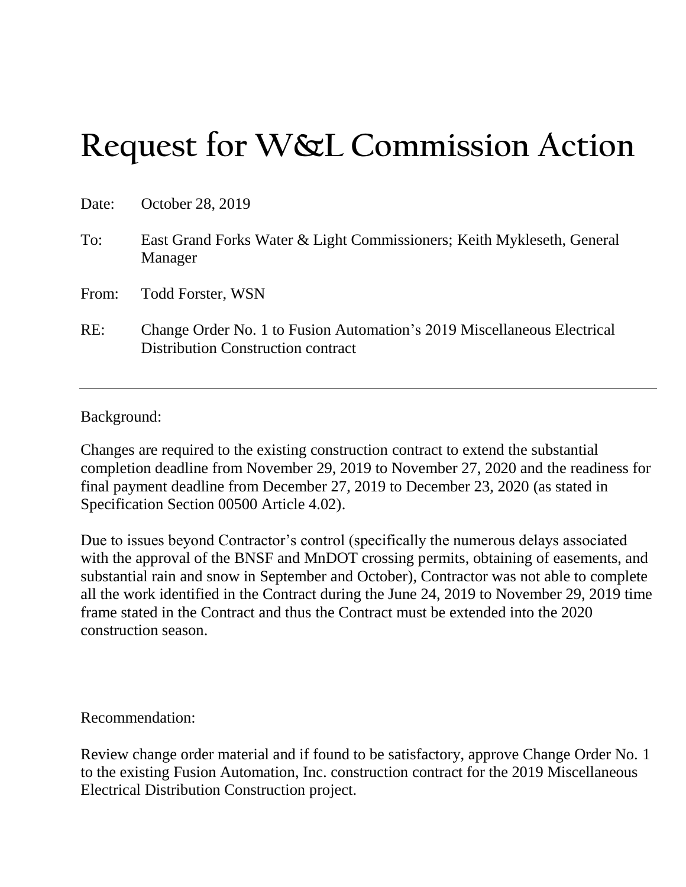# Request for W&L Commission Action

Date: October 28, 2019

To: East Grand Forks Water & Light Commissioners; Keith Mykleseth, General Manager

From: Todd Forster, WSN

RE: Change Order No. 1 to Fusion Automation's 2019 Miscellaneous Electrical Distribution Construction contract

---

Background:

Changes are required to the existing construction contract to extend the substantial completion deadline from November 29, 2019 to November 27, 2020 and the readiness for final payment deadline from December 27, 2019 to December 23, 2020 (as stated in Specification Section 00500 Article 4.02).

Due to issues beyond Contractor's control (specifically the numerous delays associated with the approval of the BNSF and MnDOT crossing permits, obtaining of easements, and substantial rain and snow in September and October), Contractor was not able to complete all the work identified in the Contract during the June 24, 2019 to November 29, 2019 time frame stated in the Contract and thus the Contract must be extended into the 2020 construction season.

Recommendation:

Review change order material and if found to be satisfactory, approve Change Order No. 1 to the existing Fusion Automation, Inc. construction contract for the 2019 Miscellaneous Electrical Distribution Construction project.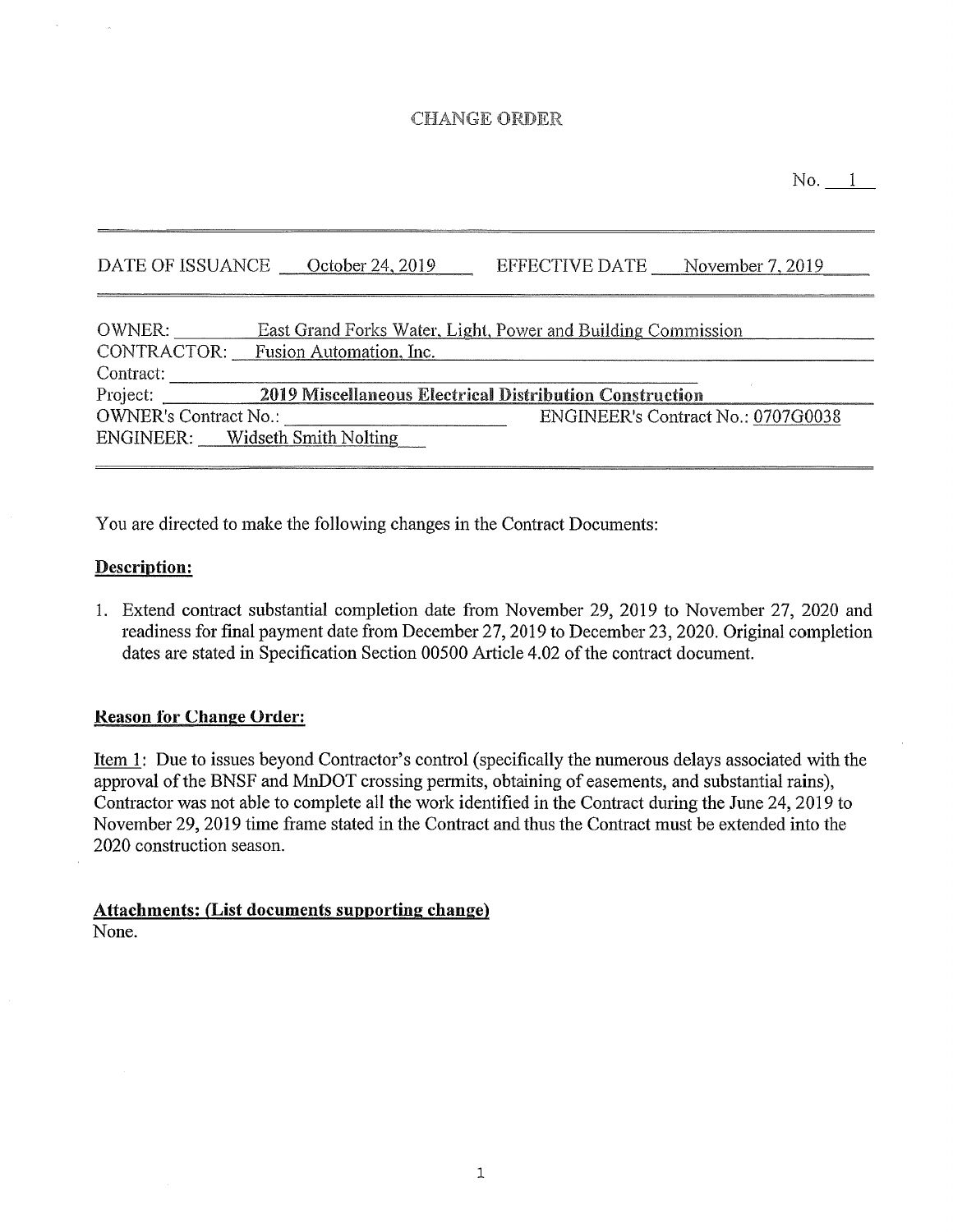# CHANGE ORDER

No. 1

DATE OF ISSUANCE October 24, 2019 EFFECTIVE DATE November 7, 2019

OWNER: East Grand Forks Water, Light, Power and Building Commission
CONTRACTOR: Fusion Automation, Inc.
Contract:
Project: **2019 Miscellaneous Electrical Distribution Construction**
OWNER's Contract No.: ENGINEER's Contract No.: 0707G0038
ENGINEER: Widseth Smith Nolting

You are directed to make the following changes in the Contract Documents:

**Description:**

1. Extend contract substantial completion date from November 29, 2019 to November 27, 2020 and readiness for final payment date from December 27, 2019 to December 23, 2020. Original completion dates are stated in Specification Section 00500 Article 4.02 of the contract document.

**Reason for Change Order:**

Item 1: Due to issues beyond Contractor's control (specifically the numerous delays associated with the approval of the BNSF and MnDOT crossing permits, obtaining of easements, and substantial rains), Contractor was not able to complete all the work identified in the Contract during the June 24, 2019 to November 29, 2019 time frame stated in the Contract and thus the Contract must be extended into the 2020 construction season.

**Attachments: (List documents supporting change)**
None.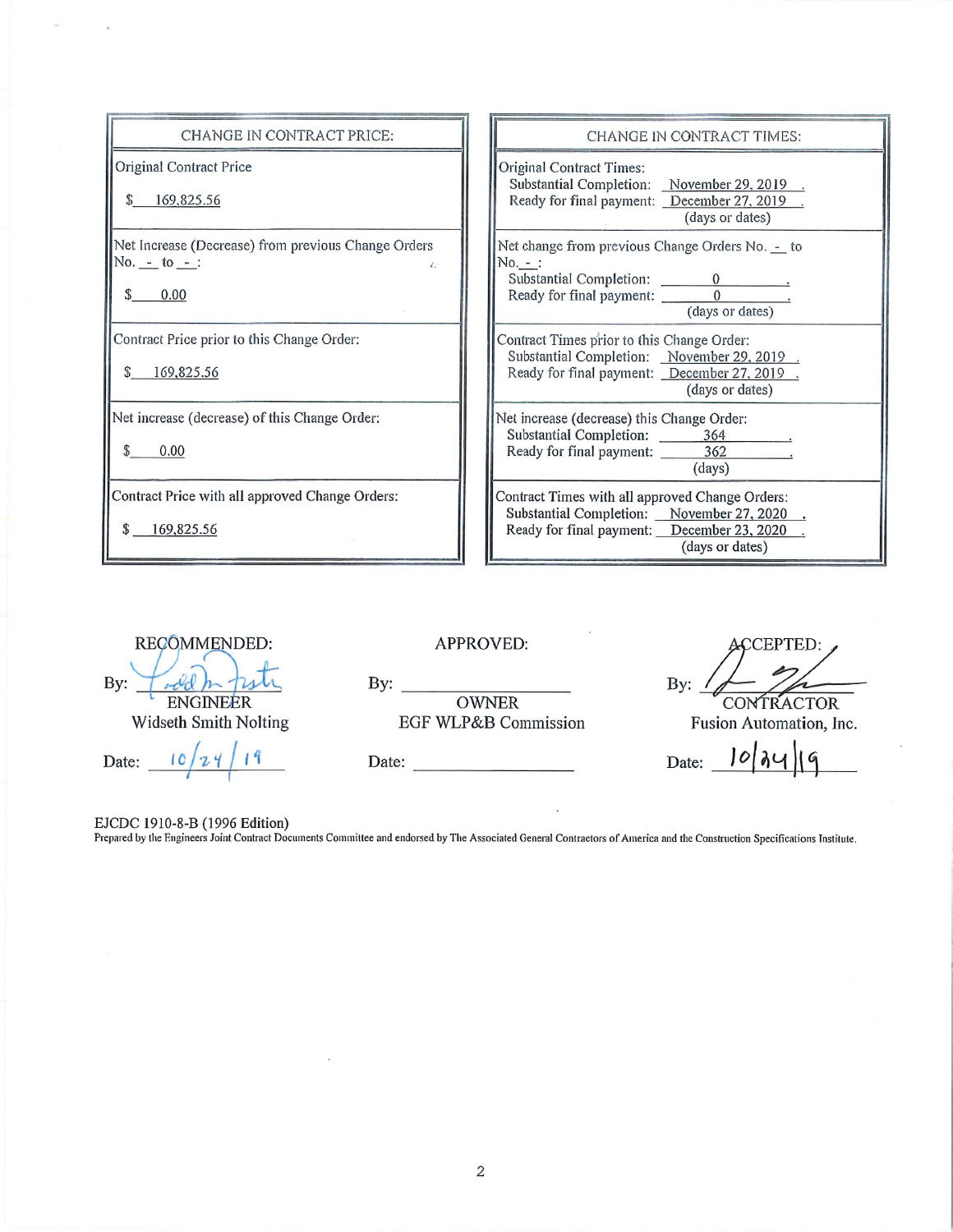| CHANGE IN CONTRACT PRICE: | CHANGE IN CONTRACT TIMES: |
|---|---|
| Original Contract Price<br><br>$ 169,825.56 | Original Contract Times:<br>Substantial Completion: November 29, 2019 .<br>Ready for final payment: December 27, 2019 .<br>(days or dates) |
| Net Increase (Decrease) from previous Change Orders No. - to - :<br><br>$ 0.00 | Net change from previous Change Orders No. - to No. - :<br>Substantial Completion: 0 .<br>Ready for final payment: 0 .<br>(days or dates) |
| Contract Price prior to this Change Order:<br><br>$ 169,825.56 | Contract Times prior to this Change Order:<br>Substantial Completion: November 29, 2019 .<br>Ready for final payment: December 27, 2019 .<br>(days or dates) |
| Net increase (decrease) of this Change Order:<br><br>$ 0.00 | Net increase (decrease) this Change Order:<br>Substantial Completion: 364 .<br>Ready for final payment: 362 .<br>(days) |
| Contract Price with all approved Change Orders:<br><br>$ 169,825.56 | Contract Times with all approved Change Orders:<br>Substantial Completion: November 27, 2020 .<br>Ready for final payment: December 23, 2020 .<br>(days or dates) |

| RECOMMENDED: | APPROVED: | ACCEPTED: |
|---|---|---|
| By: [signature] | By: ______________ | By: [signature] |
| ENGINEER | OWNER | CONTRACTOR |
| Widseth Smith Nolting | EGF WLP&B Commission | Fusion Automation, Inc. |
| Date: 10/24/19 | Date: ______________ | Date: 10/24/19 |

EJCDC 1910-8-B (1996 Edition)

Prepared by the Engineers Joint Contract Documents Committee and endorsed by The Associated General Contractors of America and the Construction Specifications Institute.